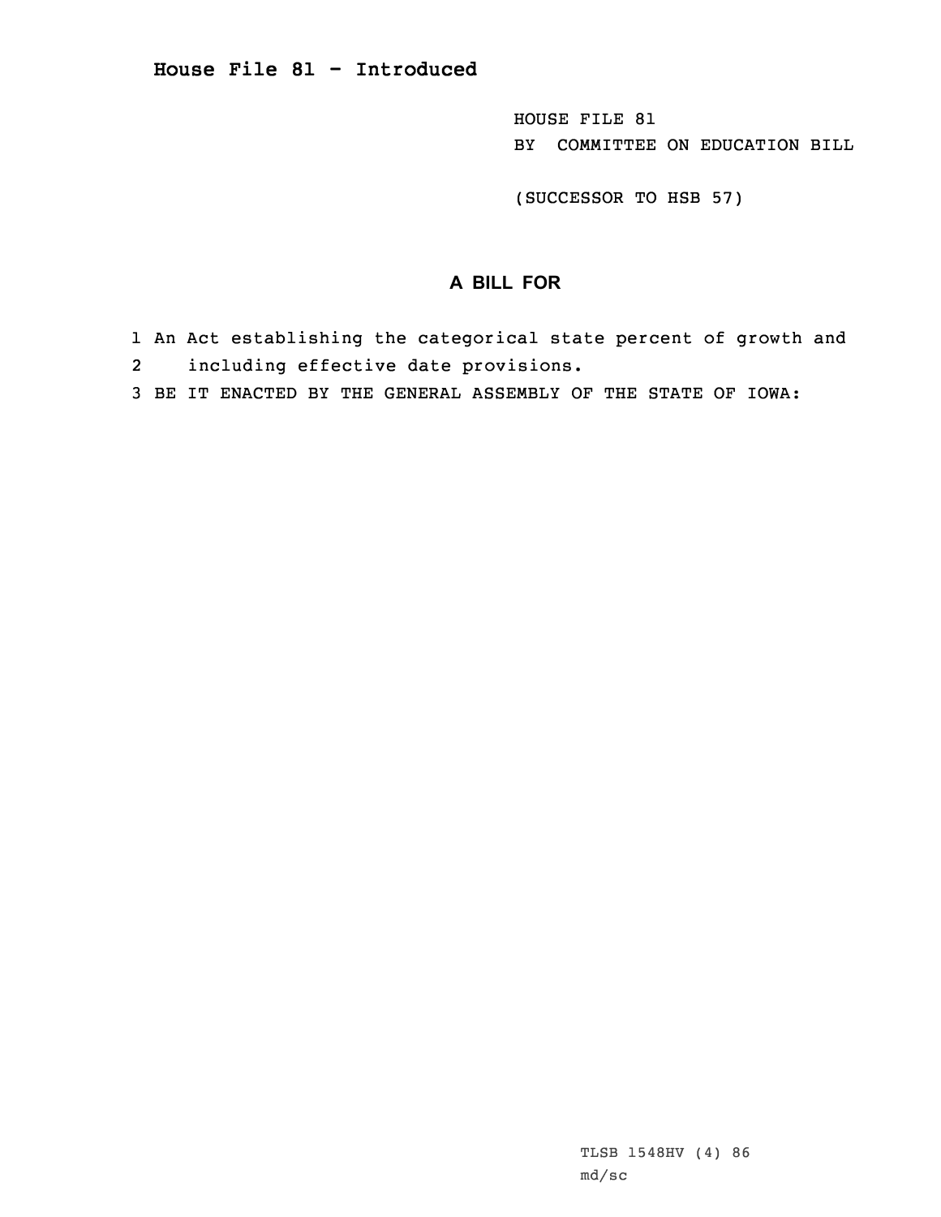# House File 81 - Introduced

HOUSE FILE 81
BY COMMITTEE ON EDUCATION BILL

(SUCCESSOR TO HSB 57)

## A BILL FOR

1 An Act establishing the categorical state percent of growth and
2 including effective date provisions.
3 BE IT ENACTED BY THE GENERAL ASSEMBLY OF THE STATE OF IOWA:

TLSB 1548HV (4) 86
md/sc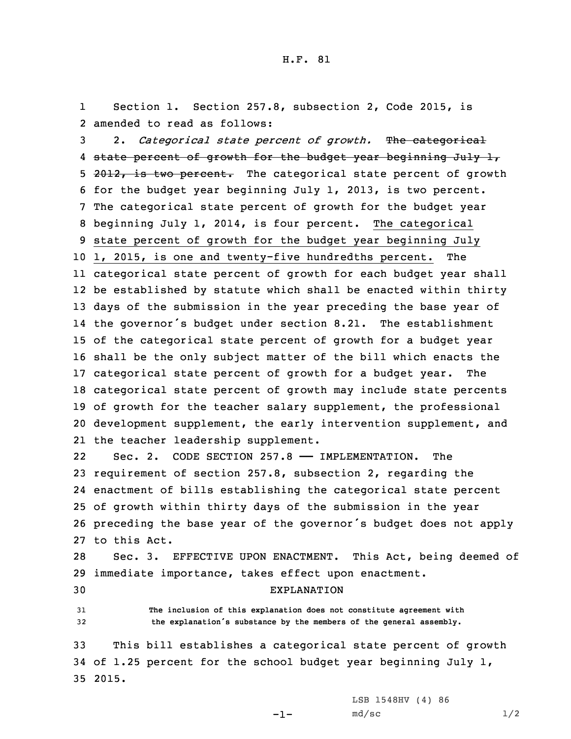Section 1. Section 257.8, subsection 2, Code 2015, is amended to read as follows:

2. *Categorical state percent of growth.* ~~The categorical state percent of growth for the budget year beginning July 1, 2012, is two percent.~~ The categorical state percent of growth for the budget year beginning July 1, 2013, is two percent. The categorical state percent of growth for the budget year beginning July 1, 2014, is four percent. <u>The categorical state percent of growth for the budget year beginning July 1, 2015, is one and twenty-five hundredths percent.</u> The categorical state percent of growth for each budget year shall be established by statute which shall be enacted within thirty days of the submission in the year preceding the base year of the governor's budget under section 8.21. The establishment of the categorical state percent of growth for a budget year shall be the only subject matter of the bill which enacts the categorical state percent of growth for a budget year. The categorical state percent of growth may include state percents of growth for the teacher salary supplement, the professional development supplement, the early intervention supplement, and the teacher leadership supplement.

Sec. 2. CODE SECTION 257.8 —— IMPLEMENTATION. The requirement of section 257.8, subsection 2, regarding the enactment of bills establishing the categorical state percent of growth within thirty days of the submission in the year preceding the base year of the governor's budget does not apply to this Act.

Sec. 3. EFFECTIVE UPON ENACTMENT. This Act, being deemed of immediate importance, takes effect upon enactment.

EXPLANATION

The inclusion of this explanation does not constitute agreement with the explanation's substance by the members of the general assembly.

This bill establishes a categorical state percent of growth of 1.25 percent for the school budget year beginning July 1, 2015.

LSB 1548HV (4) 86
md/sc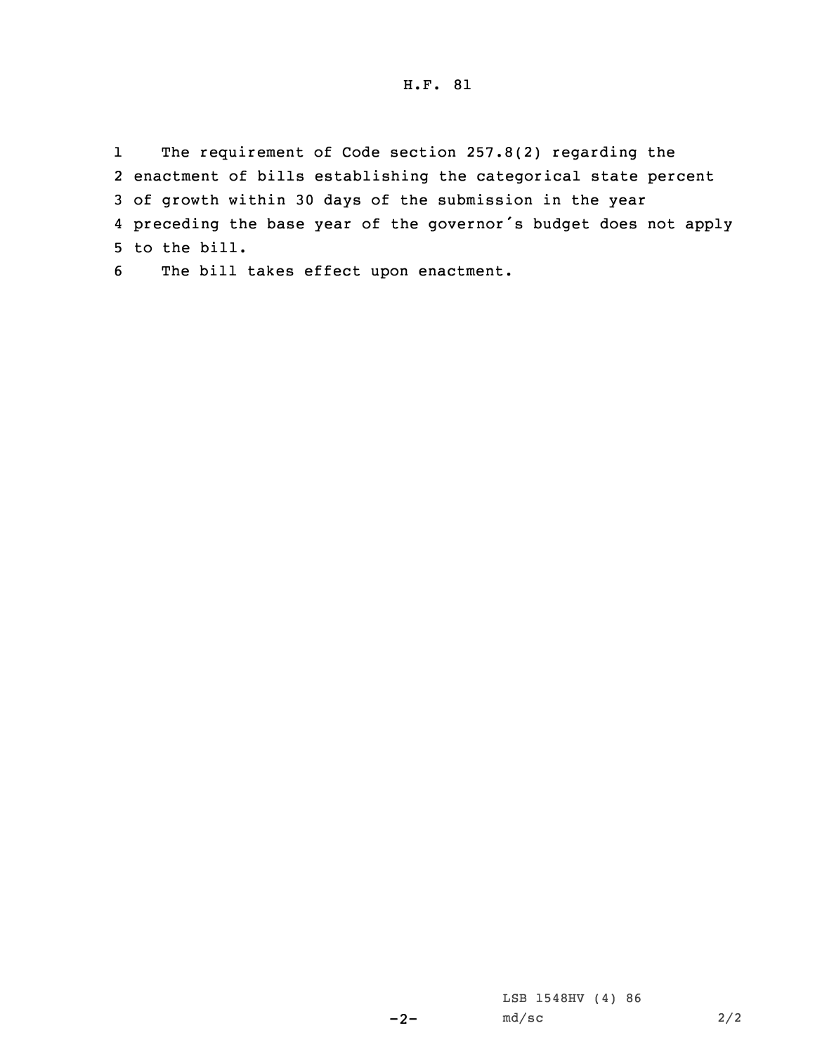The requirement of Code section 257.8(2) regarding the enactment of bills establishing the categorical state percent of growth within 30 days of the submission in the year preceding the base year of the governor's budget does not apply to the bill.

The bill takes effect upon enactment.

LSB 1548HV (4) 86
md/sc